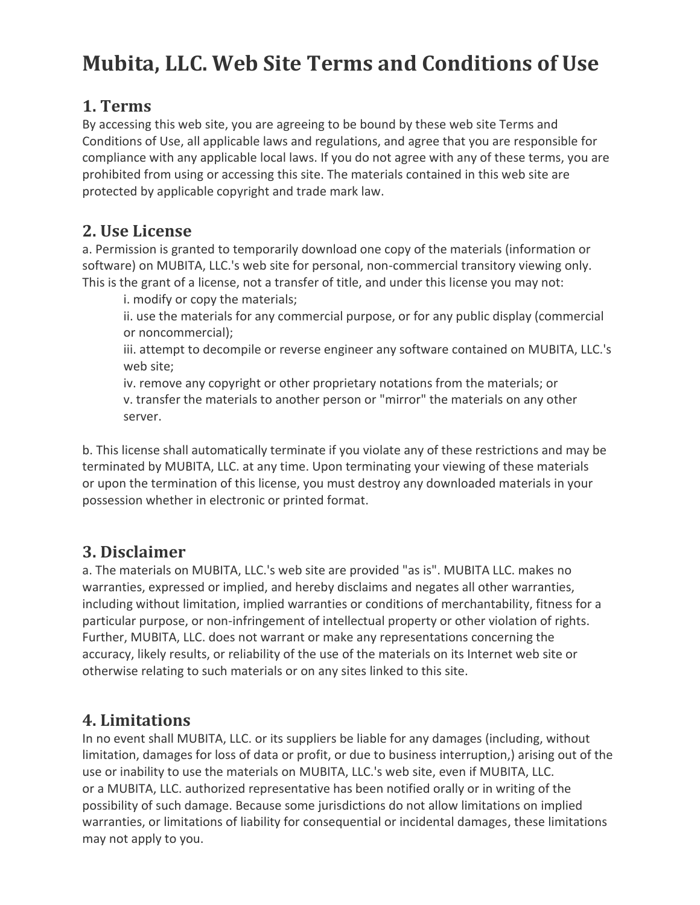# Mubita, LLC. Web Site Terms and Conditions of Use

## 1. Terms

By accessing this web site, you are agreeing to be bound by these web site Terms and Conditions of Use, all applicable laws and regulations, and agree that you are responsible for compliance with any applicable local laws. If you do not agree with any of these terms, you are prohibited from using or accessing this site. The materials contained in this web site are protected by applicable copyright and trade mark law.

## 2. Use License

a. Permission is granted to temporarily download one copy of the materials (information or software) on MUBITA, LLC.'s web site for personal, non-commercial transitory viewing only. This is the grant of a license, not a transfer of title, and under this license you may not:

- i. modify or copy the materials;
- ii. use the materials for any commercial purpose, or for any public display (commercial or noncommercial);
- iii. attempt to decompile or reverse engineer any software contained on MUBITA, LLC.'s web site;
- iv. remove any copyright or other proprietary notations from the materials; or
- v. transfer the materials to another person or "mirror" the materials on any other server.

b. This license shall automatically terminate if you violate any of these restrictions and may be terminated by MUBITA, LLC. at any time. Upon terminating your viewing of these materials or upon the termination of this license, you must destroy any downloaded materials in your possession whether in electronic or printed format.

## 3. Disclaimer

a. The materials on MUBITA, LLC.'s web site are provided "as is". MUBITA LLC. makes no warranties, expressed or implied, and hereby disclaims and negates all other warranties, including without limitation, implied warranties or conditions of merchantability, fitness for a particular purpose, or non-infringement of intellectual property or other violation of rights. Further, MUBITA, LLC. does not warrant or make any representations concerning the accuracy, likely results, or reliability of the use of the materials on its Internet web site or otherwise relating to such materials or on any sites linked to this site.

## 4. Limitations

In no event shall MUBITA, LLC. or its suppliers be liable for any damages (including, without limitation, damages for loss of data or profit, or due to business interruption,) arising out of the use or inability to use the materials on MUBITA, LLC.'s web site, even if MUBITA, LLC. or a MUBITA, LLC. authorized representative has been notified orally or in writing of the possibility of such damage. Because some jurisdictions do not allow limitations on implied warranties, or limitations of liability for consequential or incidental damages, these limitations may not apply to you.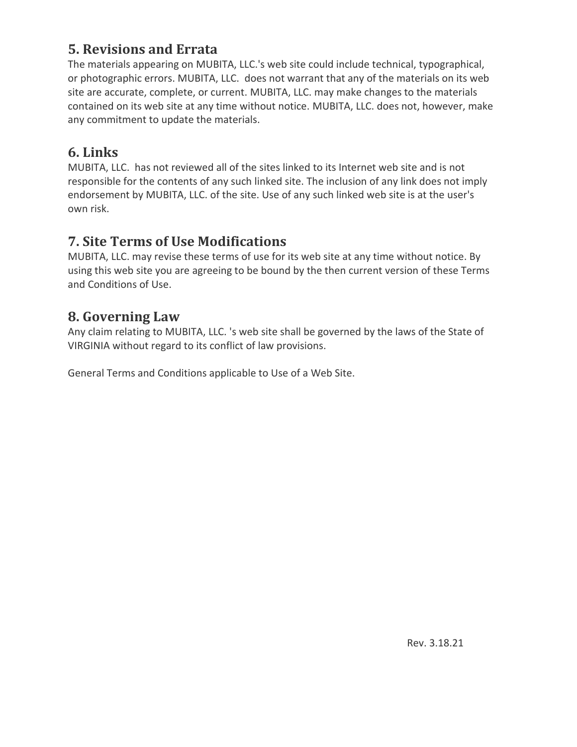## 5. Revisions and Errata

The materials appearing on MUBITA, LLC.'s web site could include technical, typographical, or photographic errors. MUBITA, LLC. does not warrant that any of the materials on its web site are accurate, complete, or current. MUBITA, LLC. may make changes to the materials contained on its web site at any time without notice. MUBITA, LLC. does not, however, make any commitment to update the materials.

## 6. Links

MUBITA, LLC. has not reviewed all of the sites linked to its Internet web site and is not responsible for the contents of any such linked site. The inclusion of any link does not imply endorsement by MUBITA, LLC. of the site. Use of any such linked web site is at the user's own risk.

## 7. Site Terms of Use Modifications

MUBITA, LLC. may revise these terms of use for its web site at any time without notice. By using this web site you are agreeing to be bound by the then current version of these Terms and Conditions of Use.

## 8. Governing Law

Any claim relating to MUBITA, LLC. 's web site shall be governed by the laws of the State of VIRGINIA without regard to its conflict of law provisions.

General Terms and Conditions applicable to Use of a Web Site.

Rev. 3.18.21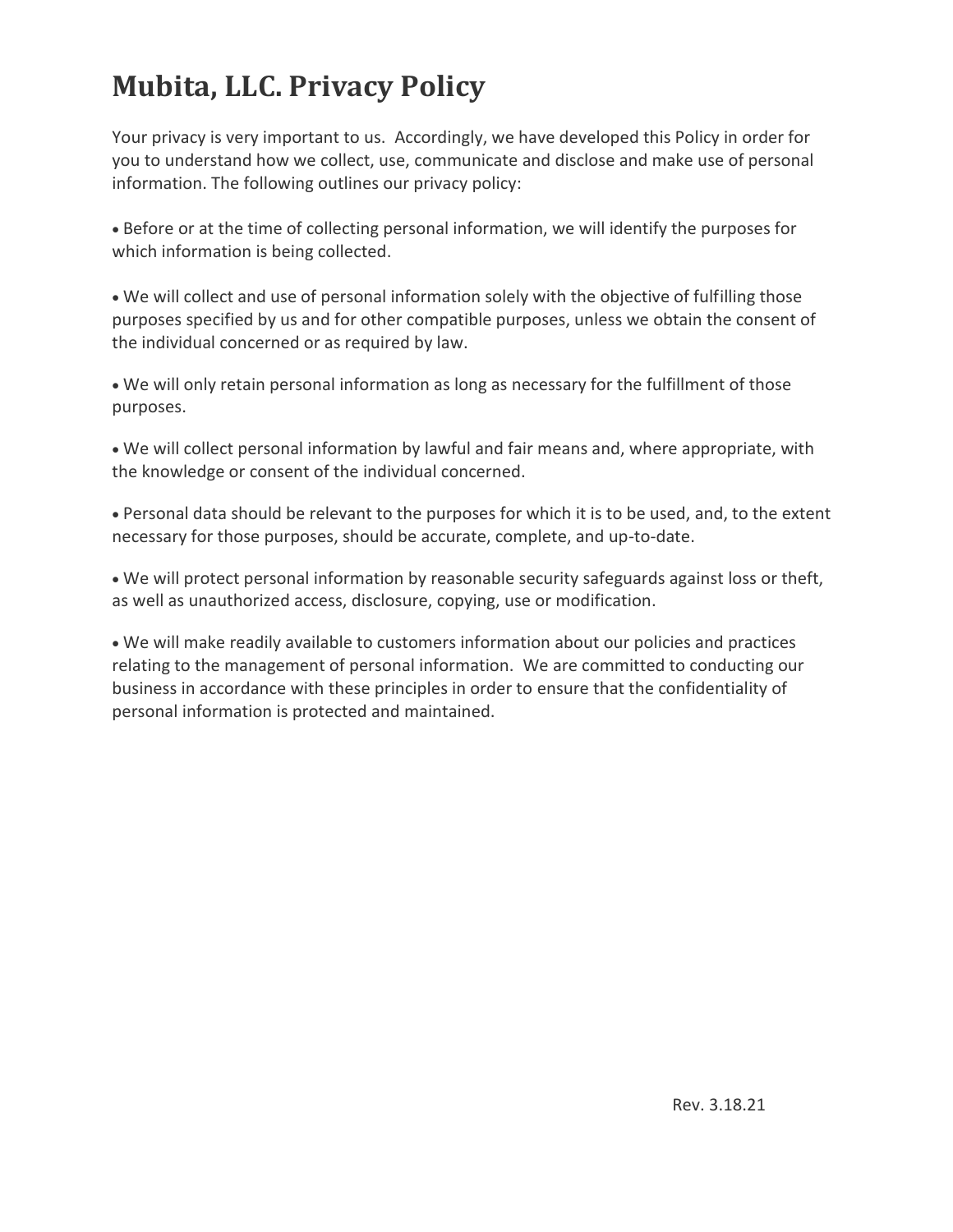# Mubita, LLC. Privacy Policy

Your privacy is very important to us. Accordingly, we have developed this Policy in order for you to understand how we collect, use, communicate and disclose and make use of personal information. The following outlines our privacy policy:

- Before or at the time of collecting personal information, we will identify the purposes for which information is being collected.

- We will collect and use of personal information solely with the objective of fulfilling those purposes specified by us and for other compatible purposes, unless we obtain the consent of the individual concerned or as required by law.

- We will only retain personal information as long as necessary for the fulfillment of those purposes.

- We will collect personal information by lawful and fair means and, where appropriate, with the knowledge or consent of the individual concerned.

- Personal data should be relevant to the purposes for which it is to be used, and, to the extent necessary for those purposes, should be accurate, complete, and up-to-date.

- We will protect personal information by reasonable security safeguards against loss or theft, as well as unauthorized access, disclosure, copying, use or modification.

- We will make readily available to customers information about our policies and practices relating to the management of personal information. We are committed to conducting our business in accordance with these principles in order to ensure that the confidentiality of personal information is protected and maintained.

Rev. 3.18.21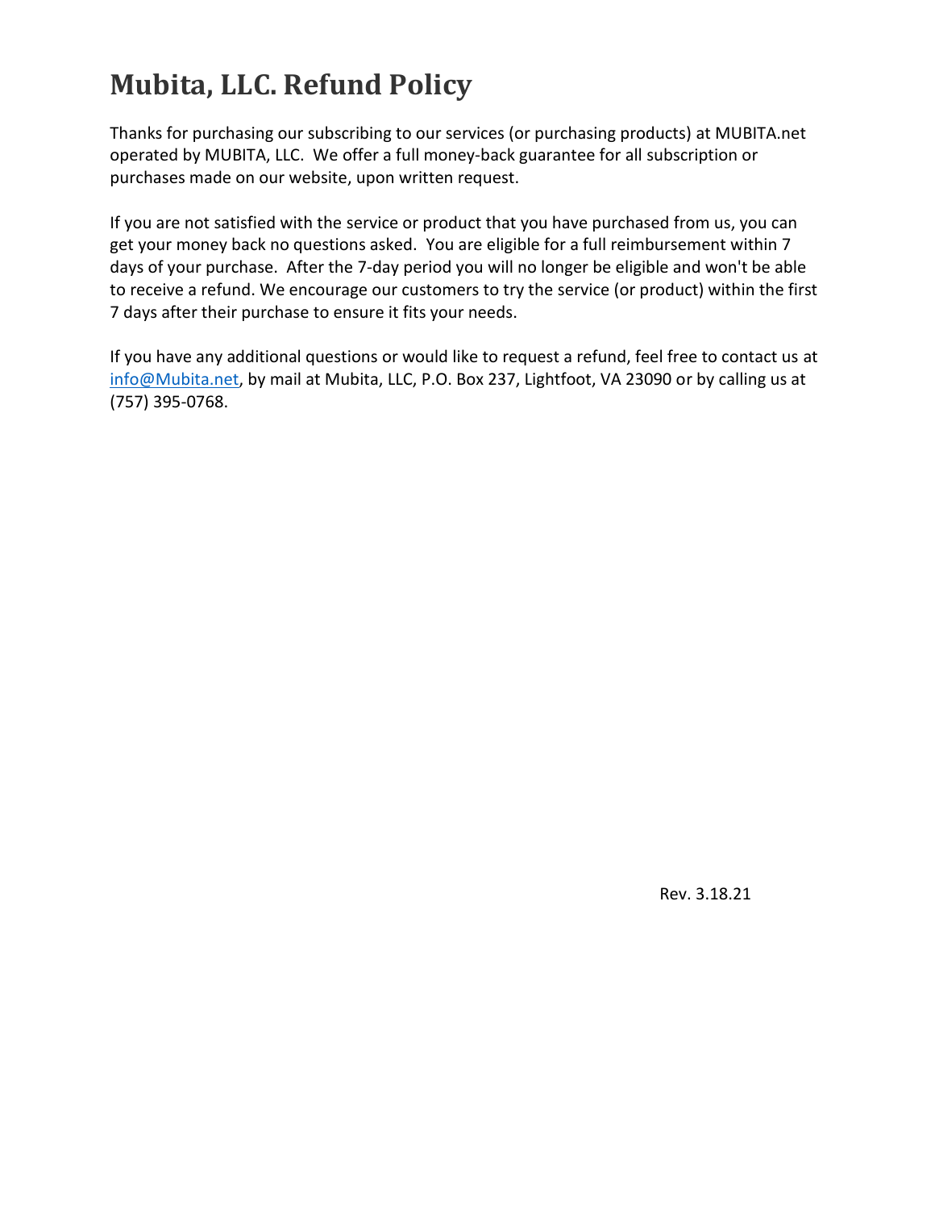# Mubita, LLC. Refund Policy

Thanks for purchasing our subscribing to our services (or purchasing products) at MUBITA.net operated by MUBITA, LLC. We offer a full money-back guarantee for all subscription or purchases made on our website, upon written request.

If you are not satisfied with the service or product that you have purchased from us, you can get your money back no questions asked. You are eligible for a full reimbursement within 7 days of your purchase. After the 7-day period you will no longer be eligible and won't be able to receive a refund. We encourage our customers to try the service (or product) within the first 7 days after their purchase to ensure it fits your needs.

If you have any additional questions or would like to request a refund, feel free to contact us at info@Mubita.net, by mail at Mubita, LLC, P.O. Box 237, Lightfoot, VA 23090 or by calling us at (757) 395-0768.

Rev. 3.18.21